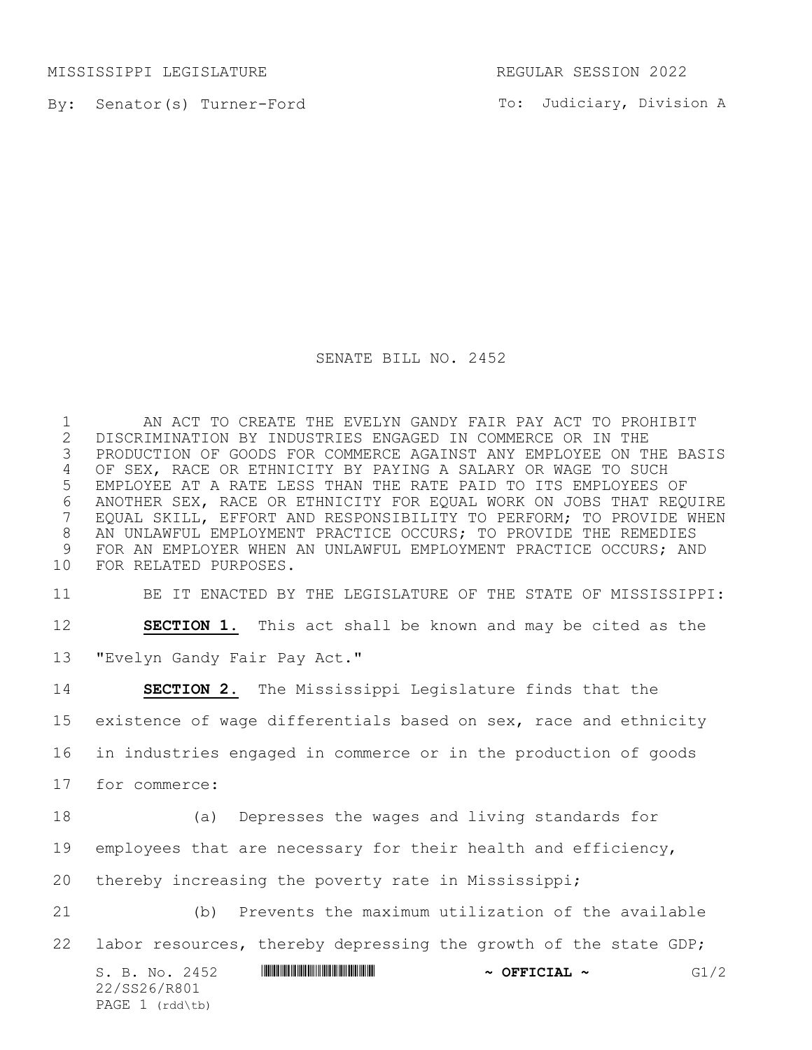MISSISSIPPI LEGISLATURE REGULAR SESSION 2022

By: Senator(s) Turner-Ford

To: Judiciary, Division A

# SENATE BILL NO. 2452

AN ACT TO CREATE THE EVELYN GANDY FAIR PAY ACT TO PROHIBIT DISCRIMINATION BY INDUSTRIES ENGAGED IN COMMERCE OR IN THE PRODUCTION OF GOODS FOR COMMERCE AGAINST ANY EMPLOYEE ON THE BASIS OF SEX, RACE OR ETHNICITY BY PAYING A SALARY OR WAGE TO SUCH EMPLOYEE AT A RATE LESS THAN THE RATE PAID TO ITS EMPLOYEES OF ANOTHER SEX, RACE OR ETHNICITY FOR EQUAL WORK ON JOBS THAT REQUIRE EQUAL SKILL, EFFORT AND RESPONSIBILITY TO PERFORM; TO PROVIDE WHEN AN UNLAWFUL EMPLOYMENT PRACTICE OCCURS; TO PROVIDE THE REMEDIES FOR AN EMPLOYER WHEN AN UNLAWFUL EMPLOYMENT PRACTICE OCCURS; AND FOR RELATED PURPOSES.

BE IT ENACTED BY THE LEGISLATURE OF THE STATE OF MISSISSIPPI:

**SECTION 1.** This act shall be known and may be cited as the "Evelyn Gandy Fair Pay Act."

**SECTION 2.** The Mississippi Legislature finds that the existence of wage differentials based on sex, race and ethnicity in industries engaged in commerce or in the production of goods for commerce:

(a) Depresses the wages and living standards for employees that are necessary for their health and efficiency, thereby increasing the poverty rate in Mississippi;

(b) Prevents the maximum utilization of the available labor resources, thereby depressing the growth of the state GDP;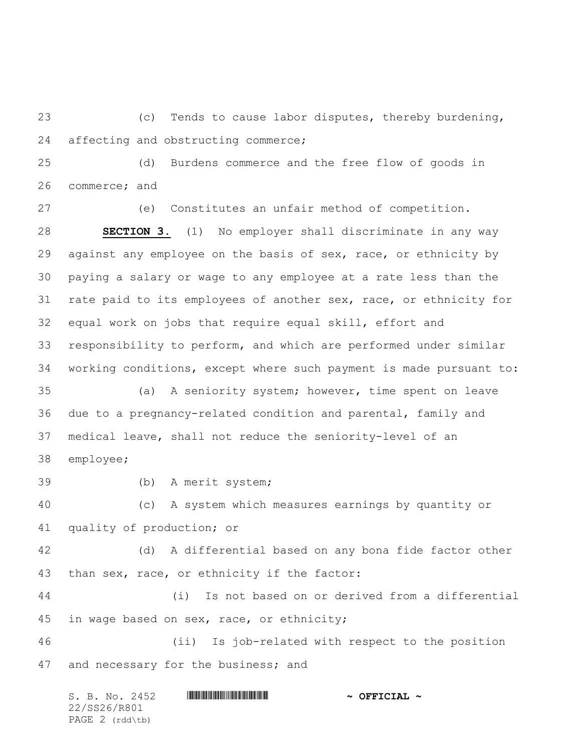(c) Tends to cause labor disputes, thereby burdening, affecting and obstructing commerce;

(d) Burdens commerce and the free flow of goods in commerce; and

(e) Constitutes an unfair method of competition.

**SECTION 3.** (1) No employer shall discriminate in any way against any employee on the basis of sex, race, or ethnicity by paying a salary or wage to any employee at a rate less than the rate paid to its employees of another sex, race, or ethnicity for equal work on jobs that require equal skill, effort and responsibility to perform, and which are performed under similar working conditions, except where such payment is made pursuant to:

(a) A seniority system; however, time spent on leave due to a pregnancy-related condition and parental, family and medical leave, shall not reduce the seniority-level of an employee;

(b) A merit system;

(c) A system which measures earnings by quantity or quality of production; or

(d) A differential based on any bona fide factor other than sex, race, or ethnicity if the factor:

(i) Is not based on or derived from a differential in wage based on sex, race, or ethnicity;

(ii) Is job-related with respect to the position and necessary for the business; and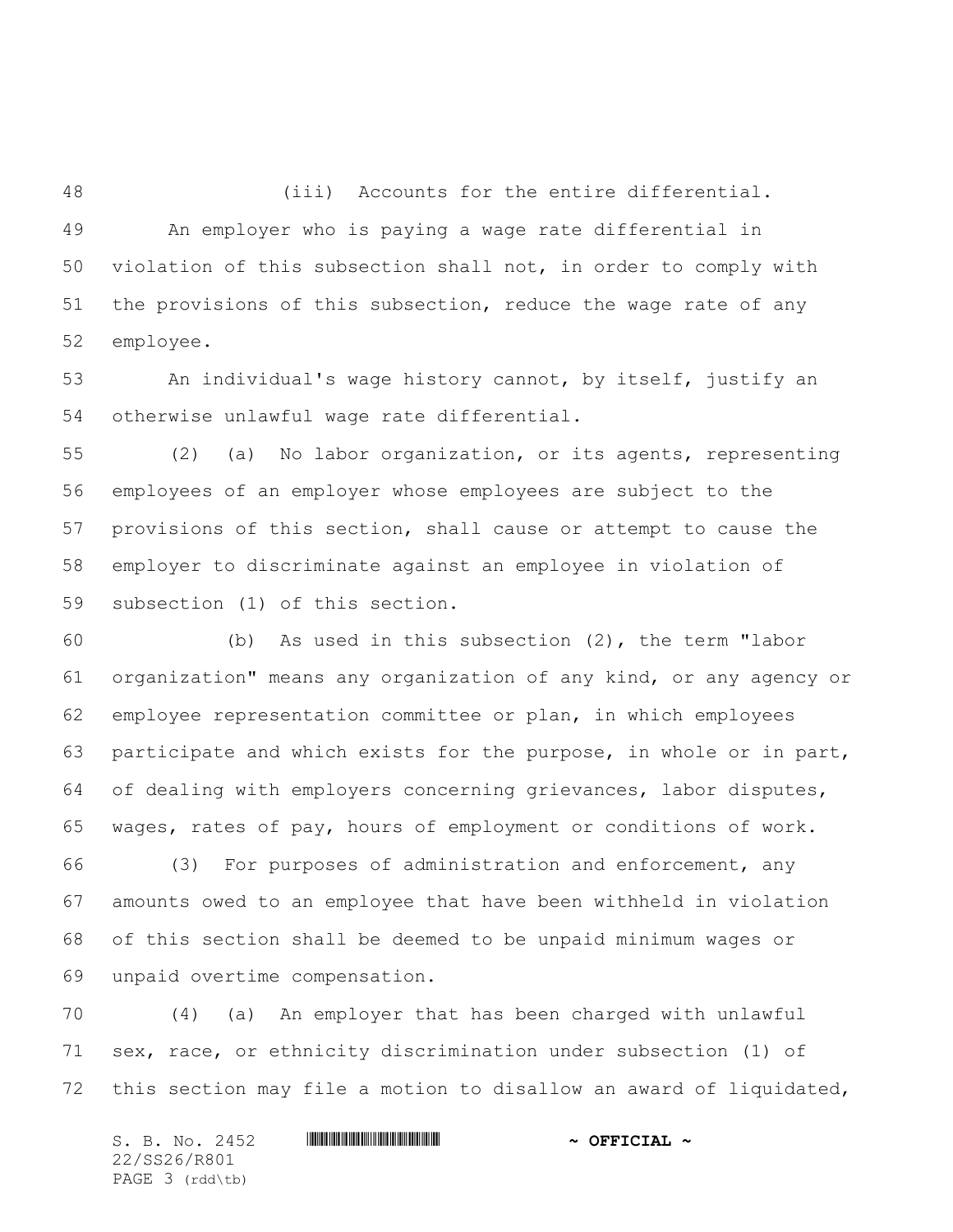(iii) Accounts for the entire differential.

An employer who is paying a wage rate differential in violation of this subsection shall not, in order to comply with the provisions of this subsection, reduce the wage rate of any employee.

An individual's wage history cannot, by itself, justify an otherwise unlawful wage rate differential.

(2) (a) No labor organization, or its agents, representing employees of an employer whose employees are subject to the provisions of this section, shall cause or attempt to cause the employer to discriminate against an employee in violation of subsection (1) of this section.

(b) As used in this subsection (2), the term "labor organization" means any organization of any kind, or any agency or employee representation committee or plan, in which employees participate and which exists for the purpose, in whole or in part, of dealing with employers concerning grievances, labor disputes, wages, rates of pay, hours of employment or conditions of work.

(3) For purposes of administration and enforcement, any amounts owed to an employee that have been withheld in violation of this section shall be deemed to be unpaid minimum wages or unpaid overtime compensation.

(4) (a) An employer that has been charged with unlawful sex, race, or ethnicity discrimination under subsection (1) of this section may file a motion to disallow an award of liquidated,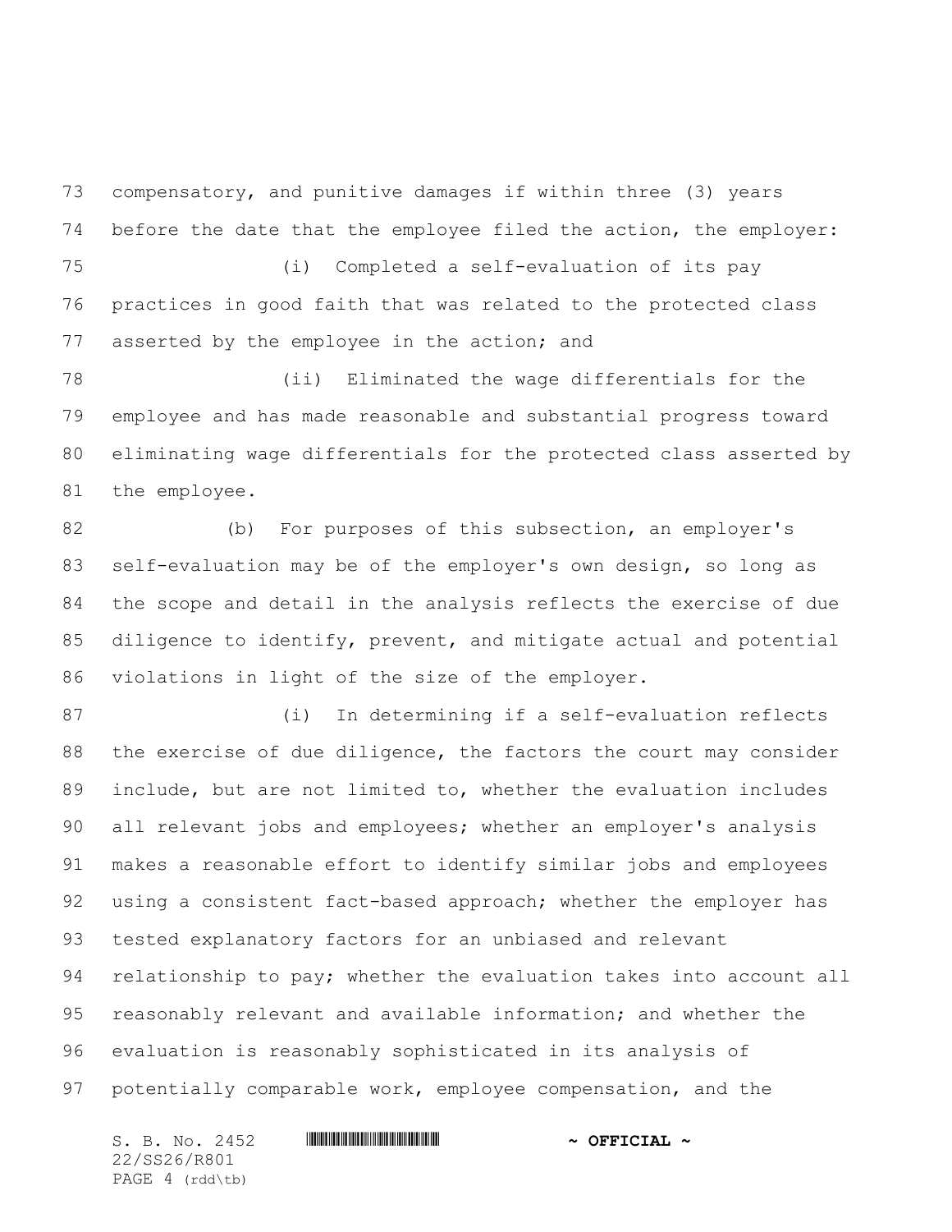compensatory, and punitive damages if within three (3) years before the date that the employee filed the action, the employer:

(i) Completed a self-evaluation of its pay practices in good faith that was related to the protected class asserted by the employee in the action; and

(ii) Eliminated the wage differentials for the employee and has made reasonable and substantial progress toward eliminating wage differentials for the protected class asserted by the employee.

(b) For purposes of this subsection, an employer's self-evaluation may be of the employer's own design, so long as the scope and detail in the analysis reflects the exercise of due diligence to identify, prevent, and mitigate actual and potential violations in light of the size of the employer.

(i) In determining if a self-evaluation reflects the exercise of due diligence, the factors the court may consider include, but are not limited to, whether the evaluation includes all relevant jobs and employees; whether an employer's analysis makes a reasonable effort to identify similar jobs and employees using a consistent fact-based approach; whether the employer has tested explanatory factors for an unbiased and relevant relationship to pay; whether the evaluation takes into account all reasonably relevant and available information; and whether the evaluation is reasonably sophisticated in its analysis of potentially comparable work, employee compensation, and the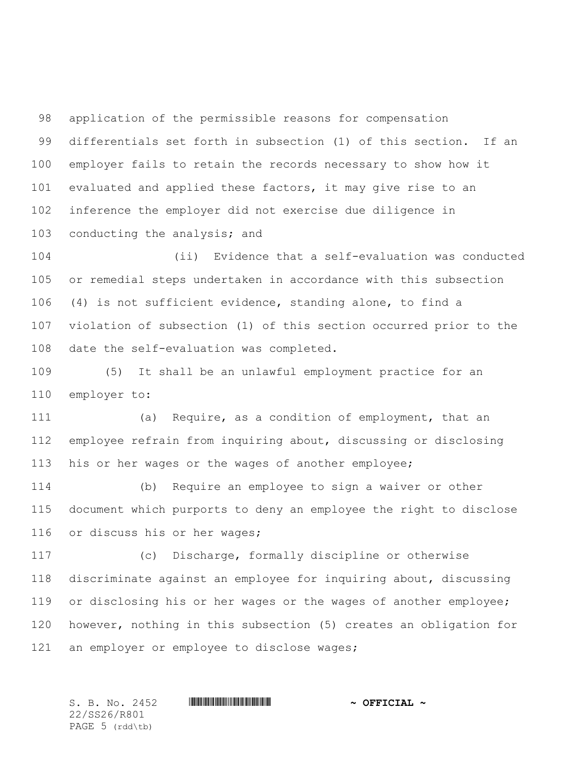application of the permissible reasons for compensation differentials set forth in subsection (1) of this section. If an employer fails to retain the records necessary to show how it evaluated and applied these factors, it may give rise to an inference the employer did not exercise due diligence in conducting the analysis; and

(ii) Evidence that a self-evaluation was conducted or remedial steps undertaken in accordance with this subsection (4) is not sufficient evidence, standing alone, to find a violation of subsection (1) of this section occurred prior to the date the self-evaluation was completed.

(5) It shall be an unlawful employment practice for an employer to:

(a) Require, as a condition of employment, that an employee refrain from inquiring about, discussing or disclosing his or her wages or the wages of another employee;

(b) Require an employee to sign a waiver or other document which purports to deny an employee the right to disclose or discuss his or her wages;

(c) Discharge, formally discipline or otherwise discriminate against an employee for inquiring about, discussing or disclosing his or her wages or the wages of another employee; however, nothing in this subsection (5) creates an obligation for an employer or employee to disclose wages;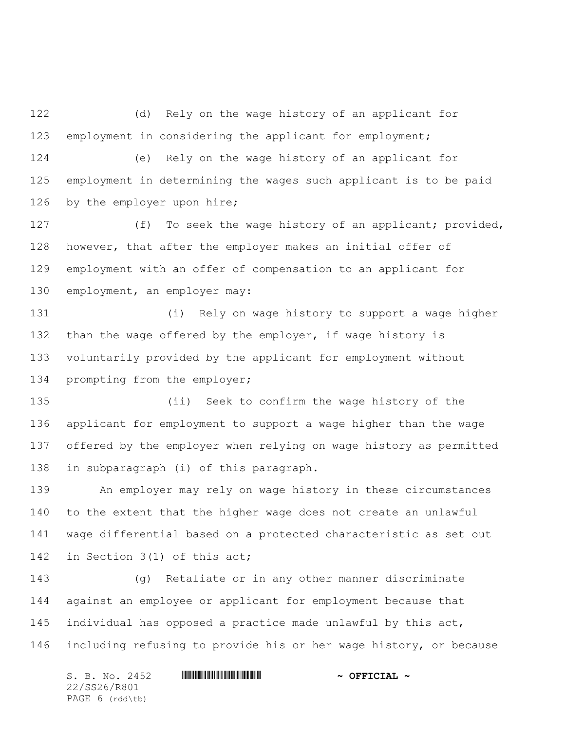(d) Rely on the wage history of an applicant for employment in considering the applicant for employment;

(e) Rely on the wage history of an applicant for employment in determining the wages such applicant is to be paid by the employer upon hire;

(f) To seek the wage history of an applicant; provided, however, that after the employer makes an initial offer of employment with an offer of compensation to an applicant for employment, an employer may:

(i) Rely on wage history to support a wage higher than the wage offered by the employer, if wage history is voluntarily provided by the applicant for employment without prompting from the employer;

(ii) Seek to confirm the wage history of the applicant for employment to support a wage higher than the wage offered by the employer when relying on wage history as permitted in subparagraph (i) of this paragraph.

An employer may rely on wage history in these circumstances to the extent that the higher wage does not create an unlawful wage differential based on a protected characteristic as set out in Section 3(1) of this act;

(g) Retaliate or in any other manner discriminate against an employee or applicant for employment because that individual has opposed a practice made unlawful by this act, including refusing to provide his or her wage history, or because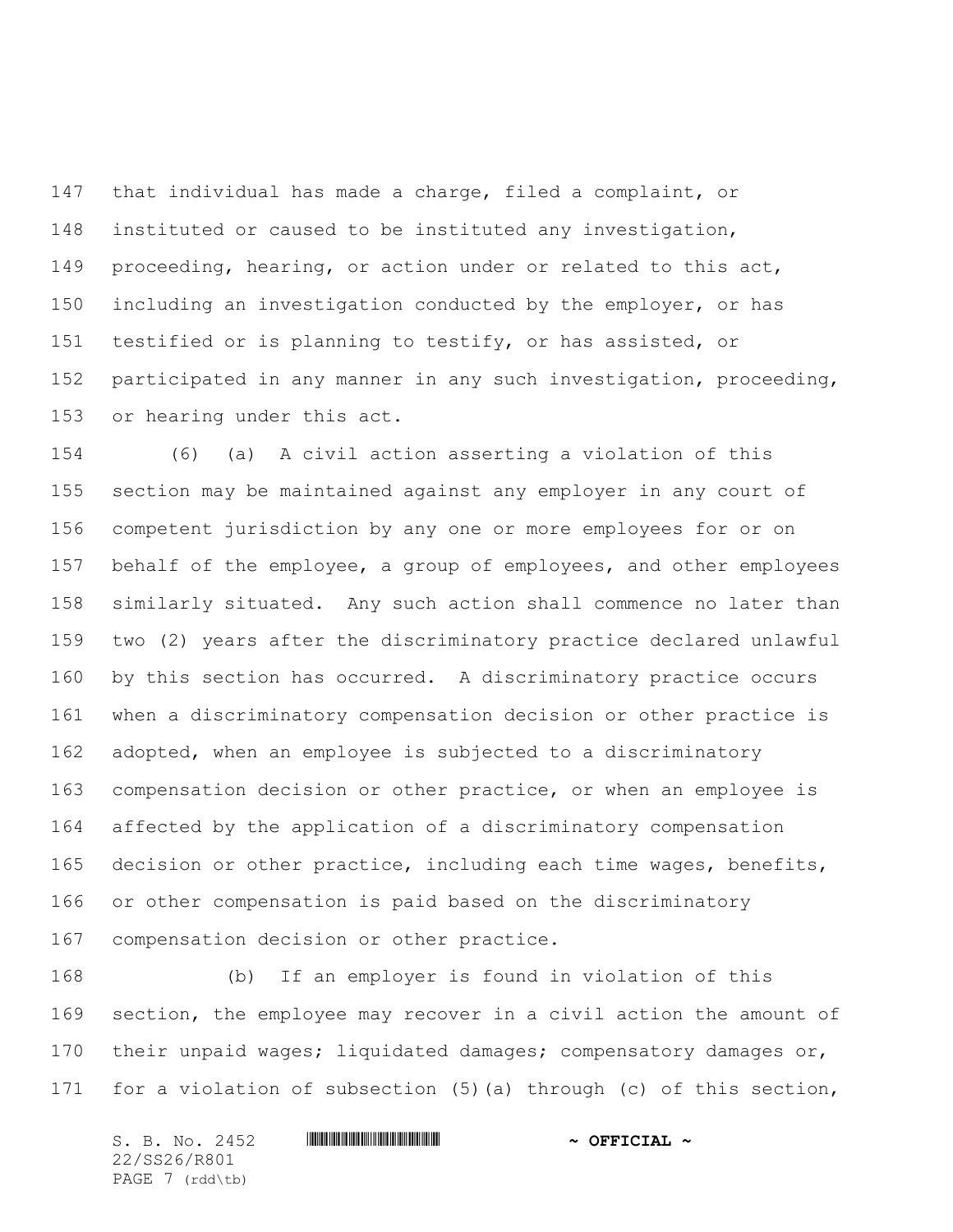that individual has made a charge, filed a complaint, or instituted or caused to be instituted any investigation, proceeding, hearing, or action under or related to this act, including an investigation conducted by the employer, or has testified or is planning to testify, or has assisted, or participated in any manner in any such investigation, proceeding, or hearing under this act.

(6) (a) A civil action asserting a violation of this section may be maintained against any employer in any court of competent jurisdiction by any one or more employees for or on behalf of the employee, a group of employees, and other employees similarly situated. Any such action shall commence no later than two (2) years after the discriminatory practice declared unlawful by this section has occurred. A discriminatory practice occurs when a discriminatory compensation decision or other practice is adopted, when an employee is subjected to a discriminatory compensation decision or other practice, or when an employee is affected by the application of a discriminatory compensation decision or other practice, including each time wages, benefits, or other compensation is paid based on the discriminatory compensation decision or other practice.

(b) If an employer is found in violation of this section, the employee may recover in a civil action the amount of their unpaid wages; liquidated damages; compensatory damages or, for a violation of subsection (5)(a) through (c) of this section,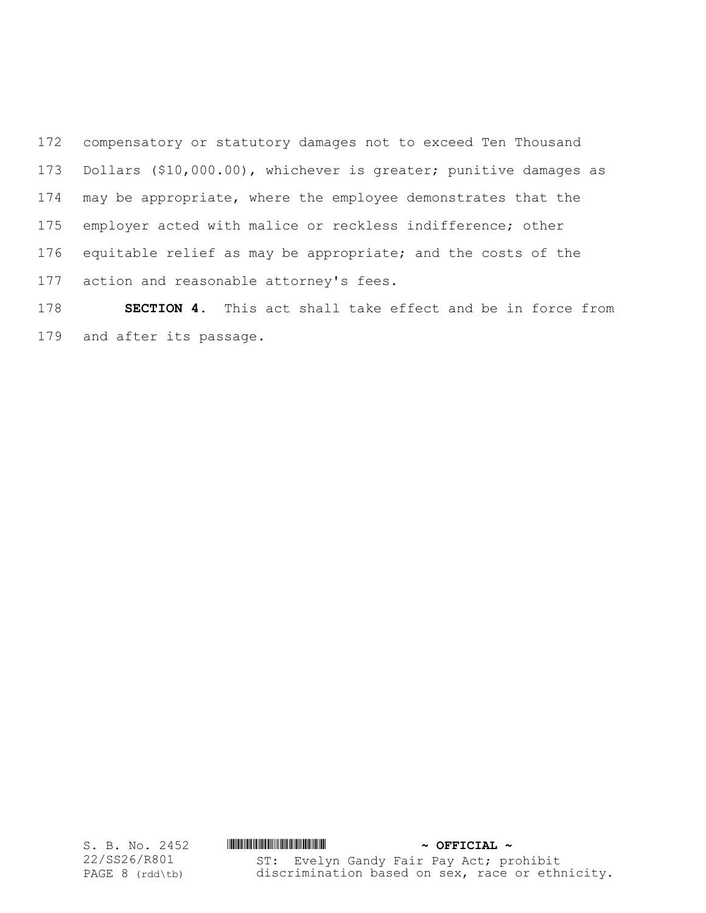compensatory or statutory damages not to exceed Ten Thousand Dollars ($10,000.00), whichever is greater; punitive damages as may be appropriate, where the employee demonstrates that the employer acted with malice or reckless indifference; other equitable relief as may be appropriate; and the costs of the action and reasonable attorney's fees.

**SECTION 4.** This act shall take effect and be in force from and after its passage.